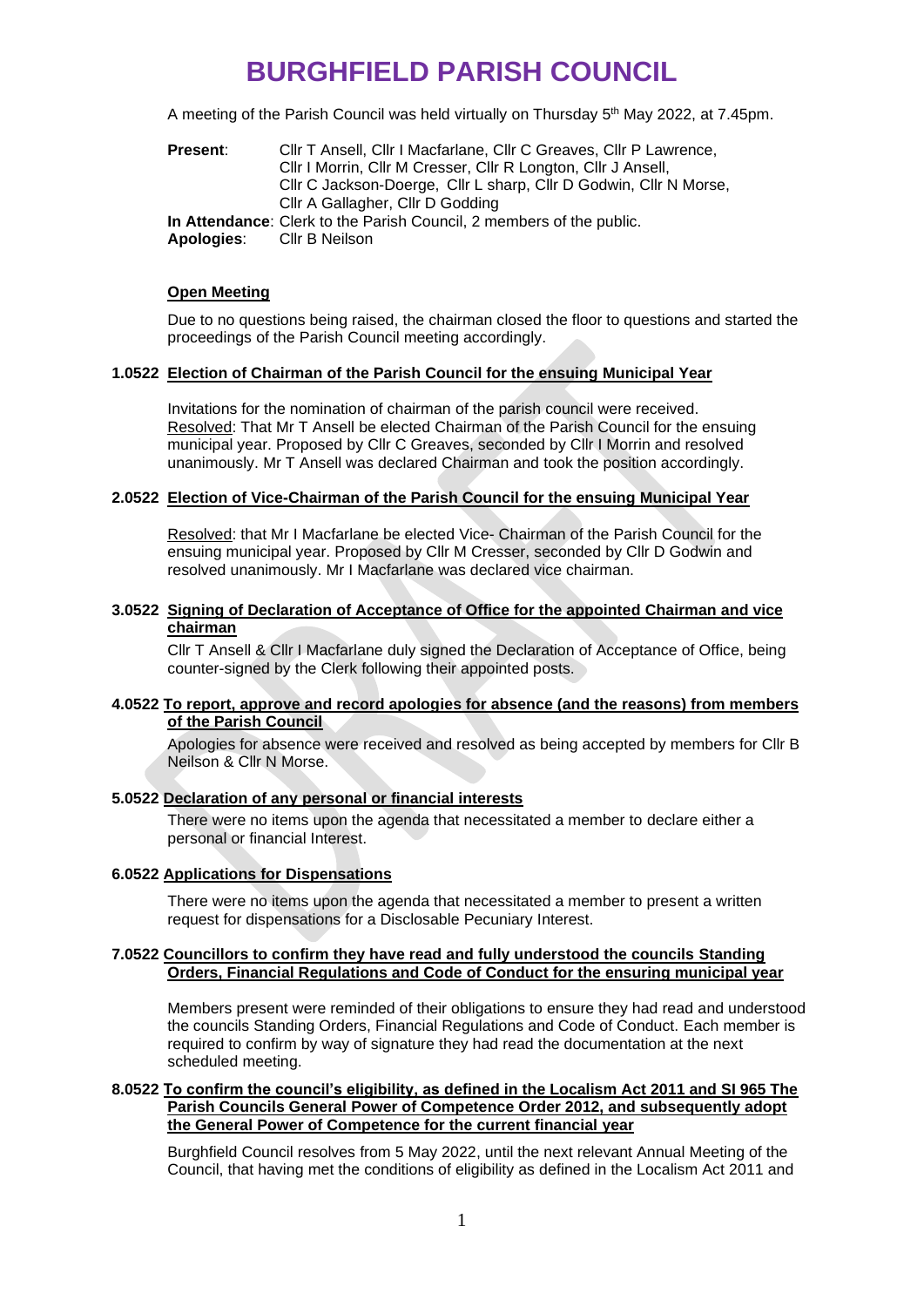# BURGHFIELD PARISH COUNCIL

A meeting of the Parish Council was held virtually on Thursday 5th May 2022, at 7.45pm.

**Present**: Cllr T Ansell, Cllr I Macfarlane, Cllr C Greaves, Cllr P Lawrence, Cllr I Morrin, Cllr M Cresser, Cllr R Longton, Cllr J Ansell, Cllr C Jackson-Doerge, Cllr L sharp, Cllr D Godwin, Cllr N Morse, Cllr A Gallagher, Cllr D Godding

**In Attendance**: Clerk to the Parish Council, 2 members of the public.

**Apologies**: Cllr B Neilson

## Open Meeting

Due to no questions being raised, the chairman closed the floor to questions and started the proceedings of the Parish Council meeting accordingly.

## 1.0522 Election of Chairman of the Parish Council for the ensuing Municipal Year

Invitations for the nomination of chairman of the parish council were received. Resolved: That Mr T Ansell be elected Chairman of the Parish Council for the ensuing municipal year. Proposed by Cllr C Greaves, seconded by Cllr I Morrin and resolved unanimously. Mr T Ansell was declared Chairman and took the position accordingly.

## 2.0522 Election of Vice-Chairman of the Parish Council for the ensuing Municipal Year

Resolved: that Mr I Macfarlane be elected Vice- Chairman of the Parish Council for the ensuing municipal year. Proposed by Cllr M Cresser, seconded by Cllr D Godwin and resolved unanimously. Mr I Macfarlane was declared vice chairman.

## 3.0522 Signing of Declaration of Acceptance of Office for the appointed Chairman and vice chairman

Cllr T Ansell & Cllr I Macfarlane duly signed the Declaration of Acceptance of Office, being counter-signed by the Clerk following their appointed posts.

## 4.0522 To report, approve and record apologies for absence (and the reasons) from members of the Parish Council

Apologies for absence were received and resolved as being accepted by members for Cllr B Neilson & Cllr N Morse.

## 5.0522 Declaration of any personal or financial interests

There were no items upon the agenda that necessitated a member to declare either a personal or financial Interest.

## 6.0522 Applications for Dispensations

There were no items upon the agenda that necessitated a member to present a written request for dispensations for a Disclosable Pecuniary Interest.

## 7.0522 Councillors to confirm they have read and fully understood the councils Standing Orders, Financial Regulations and Code of Conduct for the ensuring municipal year

Members present were reminded of their obligations to ensure they had read and understood the councils Standing Orders, Financial Regulations and Code of Conduct. Each member is required to confirm by way of signature they had read the documentation at the next scheduled meeting.

## 8.0522 To confirm the council's eligibility, as defined in the Localism Act 2011 and SI 965 The Parish Councils General Power of Competence Order 2012, and subsequently adopt the General Power of Competence for the current financial year

Burghfield Council resolves from 5 May 2022, until the next relevant Annual Meeting of the Council, that having met the conditions of eligibility as defined in the Localism Act 2011 and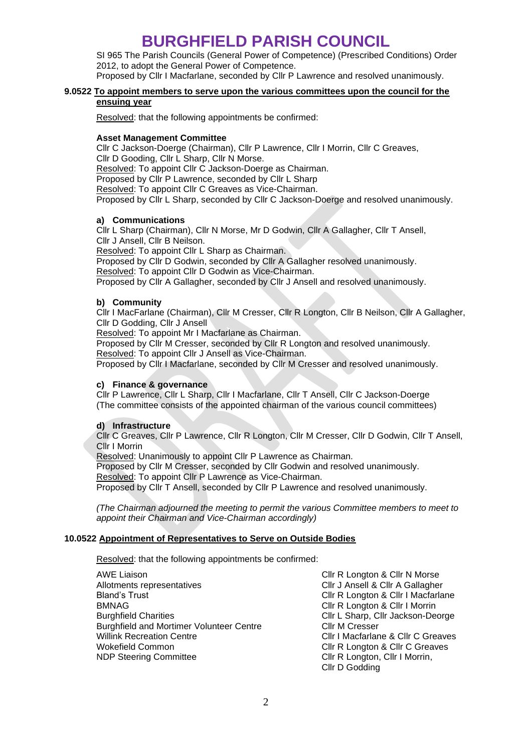SI 965 The Parish Councils (General Power of Competence) (Prescribed Conditions) Order 2012, to adopt the General Power of Competence.
Proposed by Cllr I Macfarlane, seconded by Cllr P Lawrence and resolved unanimously.

**9.0522 To appoint members to serve upon the various committees upon the council for the ensuing year**

Resolved: that the following appointments be confirmed:

**Asset Management Committee**
Cllr C Jackson-Doerge (Chairman), Cllr P Lawrence, Cllr I Morrin, Cllr C Greaves, Cllr D Gooding, Cllr L Sharp, Cllr N Morse.
Resolved: To appoint Cllr C Jackson-Doerge as Chairman.
Proposed by Cllr P Lawrence, seconded by Cllr L Sharp
Resolved: To appoint Cllr C Greaves as Vice-Chairman.
Proposed by Cllr L Sharp, seconded by Cllr C Jackson-Doerge and resolved unanimously.

**a) Communications**
Cllr L Sharp (Chairman), Cllr N Morse, Mr D Godwin, Cllr A Gallagher, Cllr T Ansell, Cllr J Ansell, Cllr B Neilson.
Resolved: To appoint Cllr L Sharp as Chairman.
Proposed by Cllr D Godwin, seconded by Cllr A Gallagher resolved unanimously.
Resolved: To appoint Cllr D Godwin as Vice-Chairman.
Proposed by Cllr A Gallagher, seconded by Cllr J Ansell and resolved unanimously.

**b) Community**
Cllr I MacFarlane (Chairman), Cllr M Cresser, Cllr R Longton, Cllr B Neilson, Cllr A Gallagher, Cllr D Godding, Cllr J Ansell
Resolved: To appoint Mr I Macfarlane as Chairman.
Proposed by Cllr M Cresser, seconded by Cllr R Longton and resolved unanimously.
Resolved: To appoint Cllr J Ansell as Vice-Chairman.
Proposed by Cllr I Macfarlane, seconded by Cllr M Cresser and resolved unanimously.

**c) Finance & governance**
Cllr P Lawrence, Cllr L Sharp, Cllr I Macfarlane, Cllr T Ansell, Cllr C Jackson-Doerge
(The committee consists of the appointed chairman of the various council committees)

**d) Infrastructure**
Cllr C Greaves, Cllr P Lawrence, Cllr R Longton, Cllr M Cresser, Cllr D Godwin, Cllr T Ansell, Cllr I Morrin
Resolved: Unanimously to appoint Cllr P Lawrence as Chairman.
Proposed by Cllr M Cresser, seconded by Cllr Godwin and resolved unanimously.
Resolved: To appoint Cllr P Lawrence as Vice-Chairman.
Proposed by Cllr T Ansell, seconded by Cllr P Lawrence and resolved unanimously.

*(The Chairman adjourned the meeting to permit the various Committee members to meet to appoint their Chairman and Vice-Chairman accordingly)*

**10.0522 Appointment of Representatives to Serve on Outside Bodies**

Resolved: that the following appointments be confirmed:

| | |
|---|---|
| AWE Liaison | Cllr R Longton & Cllr N Morse |
| Allotments representatives | Cllr J Ansell & Cllr A Gallagher |
| Bland's Trust | Cllr R Longton & Cllr I Macfarlane |
| BMNAG | Cllr R Longton & Cllr I Morrin |
| Burghfield Charities | Cllr L Sharp, Cllr Jackson-Deorge |
| Burghfield and Mortimer Volunteer Centre | Cllr M Cresser |
| Willink Recreation Centre | Cllr I Macfarlane & Cllr C Greaves |
| Wokefield Common | Cllr R Longton & Cllr C Greaves |
| NDP Steering Committee | Cllr R Longton, Cllr I Morrin, Cllr D Godding |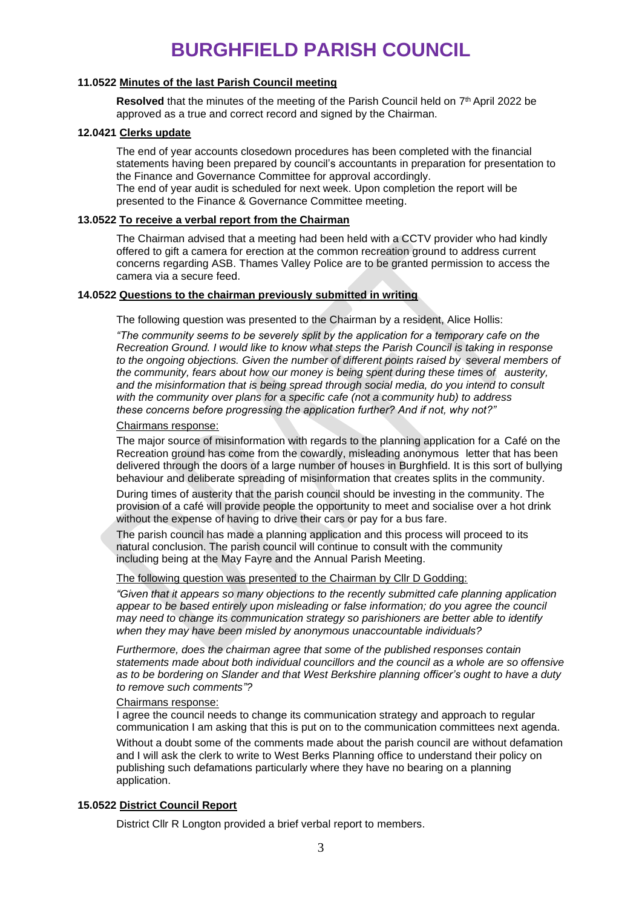# BURGHFIELD PARISH COUNCIL

**11.0522 Minutes of the last Parish Council meeting**

**Resolved** that the minutes of the meeting of the Parish Council held on 7th April 2022 be approved as a true and correct record and signed by the Chairman.

**12.0421 Clerks update**

The end of year accounts closedown procedures has been completed with the financial statements having been prepared by council's accountants in preparation for presentation to the Finance and Governance Committee for approval accordingly.
The end of year audit is scheduled for next week. Upon completion the report will be presented to the Finance & Governance Committee meeting.

**13.0522 To receive a verbal report from the Chairman**

The Chairman advised that a meeting had been held with a CCTV provider who had kindly offered to gift a camera for erection at the common recreation ground to address current concerns regarding ASB. Thames Valley Police are to be granted permission to access the camera via a secure feed.

**14.0522 Questions to the chairman previously submitted in writing**

The following question was presented to the Chairman by a resident, Alice Hollis:

*"The community seems to be severely split by the application for a temporary cafe on the Recreation Ground. I would like to know what steps the Parish Council is taking in response to the ongoing objections. Given the number of different points raised by several members of the community, fears about how our money is being spent during these times of austerity, and the misinformation that is being spread through social media, do you intend to consult with the community over plans for a specific cafe (not a community hub) to address these concerns before progressing the application further? And if not, why not?"*

Chairmans response:

The major source of misinformation with regards to the planning application for a Café on the Recreation ground has come from the cowardly, misleading anonymous letter that has been delivered through the doors of a large number of houses in Burghfield. It is this sort of bullying behaviour and deliberate spreading of misinformation that creates splits in the community.

During times of austerity that the parish council should be investing in the community. The provision of a café will provide people the opportunity to meet and socialise over a hot drink without the expense of having to drive their cars or pay for a bus fare.

The parish council has made a planning application and this process will proceed to its natural conclusion. The parish council will continue to consult with the community including being at the May Fayre and the Annual Parish Meeting.

The following question was presented to the Chairman by Cllr D Godding:

*"Given that it appears so many objections to the recently submitted cafe planning application appear to be based entirely upon misleading or false information; do you agree the council may need to change its communication strategy so parishioners are better able to identify when they may have been misled by anonymous unaccountable individuals?*

*Furthermore, does the chairman agree that some of the published responses contain statements made about both individual councillors and the council as a whole are so offensive as to be bordering on Slander and that West Berkshire planning officer's ought to have a duty to remove such comments"?*

Chairmans response:

I agree the council needs to change its communication strategy and approach to regular communication I am asking that this is put on to the communication committees next agenda.

Without a doubt some of the comments made about the parish council are without defamation and I will ask the clerk to write to West Berks Planning office to understand their policy on publishing such defamations particularly where they have no bearing on a planning application.

**15.0522 District Council Report**

District Cllr R Longton provided a brief verbal report to members.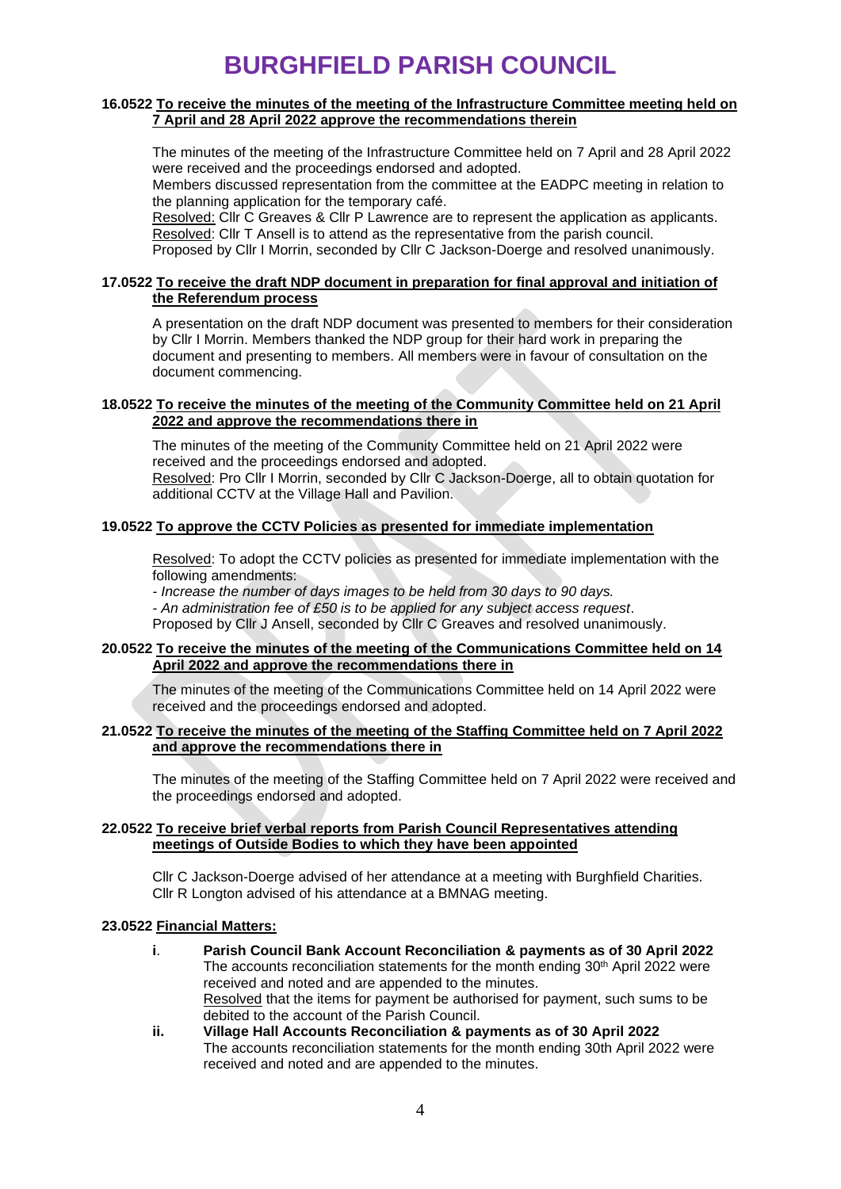# BURGHFIELD PARISH COUNCIL

**16.0522 <u>To receive the minutes of the meeting of the Infrastructure Committee meeting held on 7 April and 28 April 2022 approve the recommendations therein</u>**

The minutes of the meeting of the Infrastructure Committee held on 7 April and 28 April 2022 were received and the proceedings endorsed and adopted.
Members discussed representation from the committee at the EADPC meeting in relation to the planning application for the temporary café.
<u>Resolved:</u> Cllr C Greaves & Cllr P Lawrence are to represent the application as applicants.
<u>Resolved</u>: Cllr T Ansell is to attend as the representative from the parish council.
Proposed by Cllr I Morrin, seconded by Cllr C Jackson-Doerge and resolved unanimously.

**17.0522 <u>To receive the draft NDP document in preparation for final approval and initiation of the Referendum process</u>**

A presentation on the draft NDP document was presented to members for their consideration by Cllr I Morrin. Members thanked the NDP group for their hard work in preparing the document and presenting to members. All members were in favour of consultation on the document commencing.

**18.0522 <u>To receive the minutes of the meeting of the Community Committee held on 21 April 2022 and approve the recommendations there in</u>**

The minutes of the meeting of the Community Committee held on 21 April 2022 were received and the proceedings endorsed and adopted.
<u>Resolved</u>: Pro Cllr I Morrin, seconded by Cllr C Jackson-Doerge, all to obtain quotation for additional CCTV at the Village Hall and Pavilion.

**19.0522 <u>To approve the CCTV Policies as presented for immediate implementation</u>**

<u>Resolved</u>: To adopt the CCTV policies as presented for immediate implementation with the following amendments:
- *Increase the number of days images to be held from 30 days to 90 days.*
- *An administration fee of £50 is to be applied for any subject access request*.

Proposed by Cllr J Ansell, seconded by Cllr C Greaves and resolved unanimously.

**20.0522 <u>To receive the minutes of the meeting of the Communications Committee held on 14 April 2022 and approve the recommendations there in</u>**

The minutes of the meeting of the Communications Committee held on 14 April 2022 were received and the proceedings endorsed and adopted.

**21.0522 <u>To receive the minutes of the meeting of the Staffing Committee held on 7 April 2022 and approve the recommendations there in</u>**

The minutes of the meeting of the Staffing Committee held on 7 April 2022 were received and the proceedings endorsed and adopted.

**22.0522 <u>To receive brief verbal reports from Parish Council Representatives attending meetings of Outside Bodies to which they have been appointed</u>**

Cllr C Jackson-Doerge advised of her attendance at a meeting with Burghfield Charities.
Cllr R Longton advised of his attendance at a BMNAG meeting.

**23.0522 <u>Financial Matters:</u>**

**i. Parish Council Bank Account Reconciliation & payments as of 30 April 2022**
The accounts reconciliation statements for the month ending 30th April 2022 were received and noted and are appended to the minutes.
<u>Resolved</u> that the items for payment be authorised for payment, such sums to be debited to the account of the Parish Council.

**ii. Village Hall Accounts Reconciliation & payments as of 30 April 2022**
The accounts reconciliation statements for the month ending 30th April 2022 were received and noted and are appended to the minutes.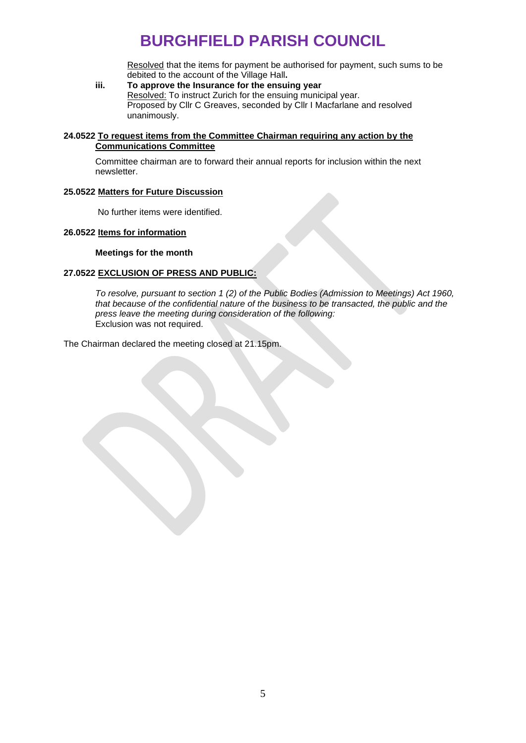# BURGHFIELD PARISH COUNCIL

Resolved that the items for payment be authorised for payment, such sums to be debited to the account of the Village Hall**.**

**iii. To approve the Insurance for the ensuing year**

Resolved: To instruct Zurich for the ensuing municipal year.
Proposed by Cllr C Greaves, seconded by Cllr I Macfarlane and resolved unanimously.

**24.0522 To request items from the Committee Chairman requiring any action by the Communications Committee**

Committee chairman are to forward their annual reports for inclusion within the next newsletter.

**25.0522 Matters for Future Discussion**

No further items were identified.

**26.0522 Items for information**

**Meetings for the month**

**27.0522 EXCLUSION OF PRESS AND PUBLIC:**

*To resolve, pursuant to section 1 (2) of the Public Bodies (Admission to Meetings) Act 1960, that because of the confidential nature of the business to be transacted, the public and the press leave the meeting during consideration of the following:*
Exclusion was not required.

The Chairman declared the meeting closed at 21.15pm.